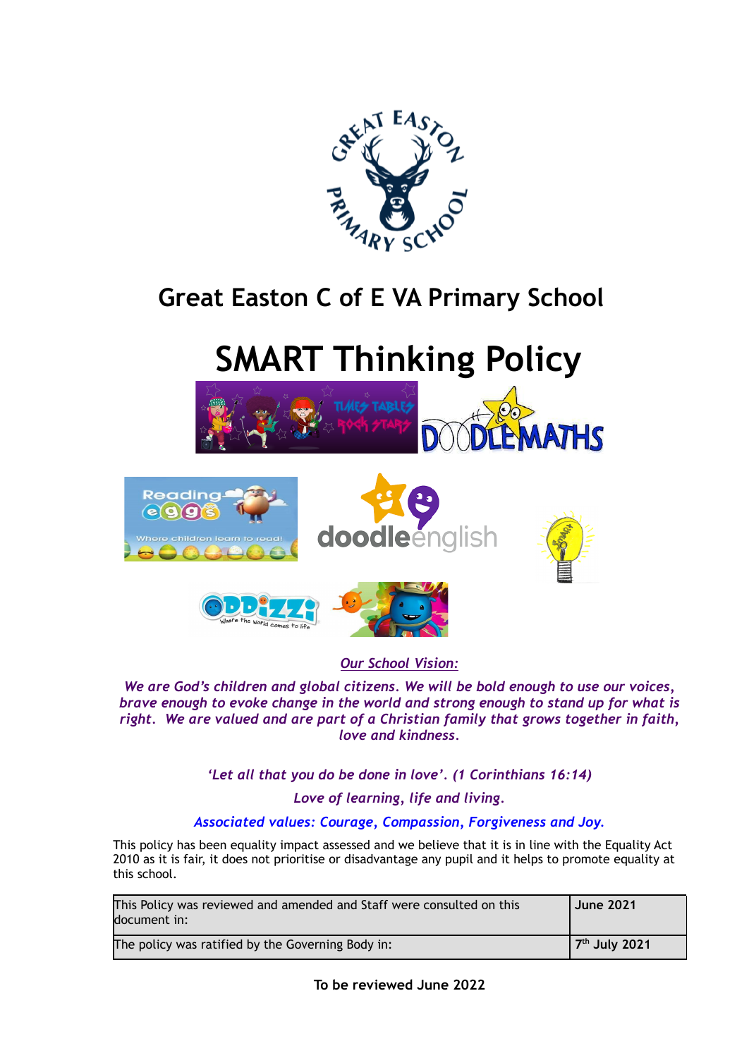# Great Easton C of E VA Primary School

# SMART Thinking Policy

***Our School Vision:***

***We are God's children and global citizens. We will be bold enough to use our voices, brave enough to evoke change in the world and strong enough to stand up for what is right. We are valued and are part of a Christian family that grows together in faith, love and kindness.***

***'Let all that you do be done in love'. (1 Corinthians 16:14)***

***Love of learning, life and living.***

***Associated values: Courage, Compassion, Forgiveness and Joy.***

This policy has been equality impact assessed and we believe that it is in line with the Equality Act 2010 as it is fair, it does not prioritise or disadvantage any pupil and it helps to promote equality at this school.

| | |
|---|---|
| This Policy was reviewed and amended and Staff were consulted on this document in: | **June 2021** |
| The policy was ratified by the Governing Body in: | **7th July 2021** |

**To be reviewed June 2022**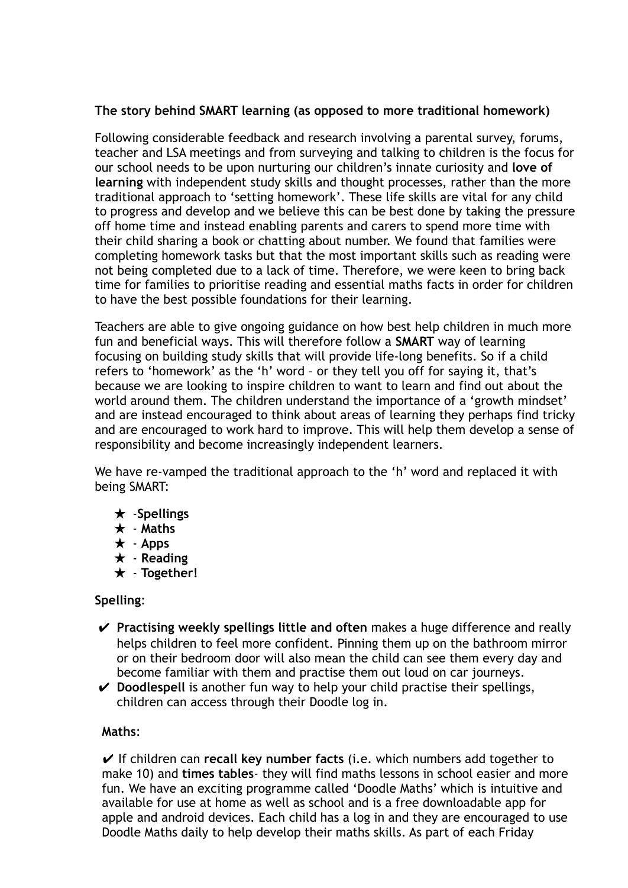**The story behind SMART learning (as opposed to more traditional homework)**

Following considerable feedback and research involving a parental survey, forums, teacher and LSA meetings and from surveying and talking to children is the focus for our school needs to be upon nurturing our children's innate curiosity and **love of learning** with independent study skills and thought processes, rather than the more traditional approach to 'setting homework'. These life skills are vital for any child to progress and develop and we believe this can be best done by taking the pressure off home time and instead enabling parents and carers to spend more time with their child sharing a book or chatting about number. We found that families were completing homework tasks but that the most important skills such as reading were not being completed due to a lack of time. Therefore, we were keen to bring back time for families to prioritise reading and essential maths facts in order for children to have the best possible foundations for their learning.

Teachers are able to give ongoing guidance on how best help children in much more fun and beneficial ways. This will therefore follow a **SMART** way of learning focusing on building study skills that will provide life-long benefits. So if a child refers to 'homework' as the 'h' word – or they tell you off for saying it, that's because we are looking to inspire children to want to learn and find out about the world around them. The children understand the importance of a 'growth mindset' and are instead encouraged to think about areas of learning they perhaps find tricky and are encouraged to work hard to improve. This will help them develop a sense of responsibility and become increasingly independent learners.

We have re-vamped the traditional approach to the 'h' word and replaced it with being SMART:

- ★ -**Spellings**
- ★ - **Maths**
- ★ - **Apps**
- ★ - **Reading**
- ★ - **Together!**

**Spelling**:

- ✔ **Practising weekly spellings little and often** makes a huge difference and really helps children to feel more confident. Pinning them up on the bathroom mirror or on their bedroom door will also mean the child can see them every day and become familiar with them and practise them out loud on car journeys.
- ✔ **Doodlespell** is another fun way to help your child practise their spellings, children can access through their Doodle log in.

**Maths**:

✔ If children can **recall key number facts** (i.e. which numbers add together to make 10) and **times tables**- they will find maths lessons in school easier and more fun. We have an exciting programme called 'Doodle Maths' which is intuitive and available for use at home as well as school and is a free downloadable app for apple and android devices. Each child has a log in and they are encouraged to use Doodle Maths daily to help develop their maths skills. As part of each Friday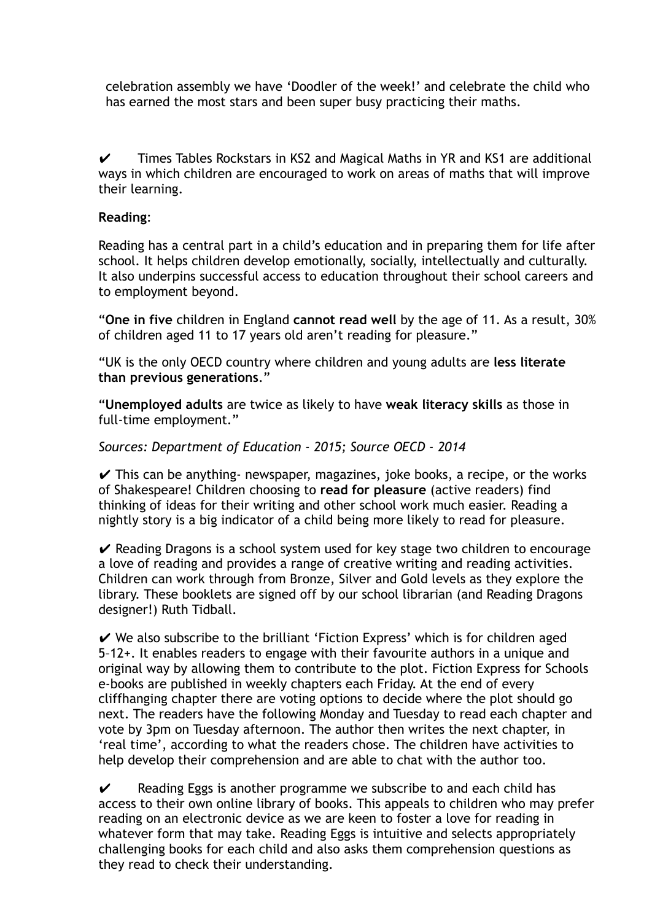celebration assembly we have 'Doodler of the week!' and celebrate the child who has earned the most stars and been super busy practicing their maths.

✔ Times Tables Rockstars in KS2 and Magical Maths in YR and KS1 are additional ways in which children are encouraged to work on areas of maths that will improve their learning.

**Reading**:

Reading has a central part in a child's education and in preparing them for life after school. It helps children develop emotionally, socially, intellectually and culturally. It also underpins successful access to education throughout their school careers and to employment beyond.

"**One in five** children in England **cannot read well** by the age of 11. As a result, 30% of children aged 11 to 17 years old aren't reading for pleasure."

"UK is the only OECD country where children and young adults are **less literate than previous generations**."

"**Unemployed adults** are twice as likely to have **weak literacy skills** as those in full-time employment."

*Sources: Department of Education - 2015; Source OECD - 2014*

✔ This can be anything- newspaper, magazines, joke books, a recipe, or the works of Shakespeare! Children choosing to **read for pleasure** (active readers) find thinking of ideas for their writing and other school work much easier. Reading a nightly story is a big indicator of a child being more likely to read for pleasure.

✔ Reading Dragons is a school system used for key stage two children to encourage a love of reading and provides a range of creative writing and reading activities. Children can work through from Bronze, Silver and Gold levels as they explore the library. These booklets are signed off by our school librarian (and Reading Dragons designer!) Ruth Tidball.

✔ We also subscribe to the brilliant 'Fiction Express' which is for children aged 5–12+. It enables readers to engage with their favourite authors in a unique and original way by allowing them to contribute to the plot. Fiction Express for Schools e-books are published in weekly chapters each Friday. At the end of every cliffhanging chapter there are voting options to decide where the plot should go next. The readers have the following Monday and Tuesday to read each chapter and vote by 3pm on Tuesday afternoon. The author then writes the next chapter, in 'real time', according to what the readers chose. The children have activities to help develop their comprehension and are able to chat with the author too.

✔ Reading Eggs is another programme we subscribe to and each child has access to their own online library of books. This appeals to children who may prefer reading on an electronic device as we are keen to foster a love for reading in whatever form that may take. Reading Eggs is intuitive and selects appropriately challenging books for each child and also asks them comprehension questions as they read to check their understanding.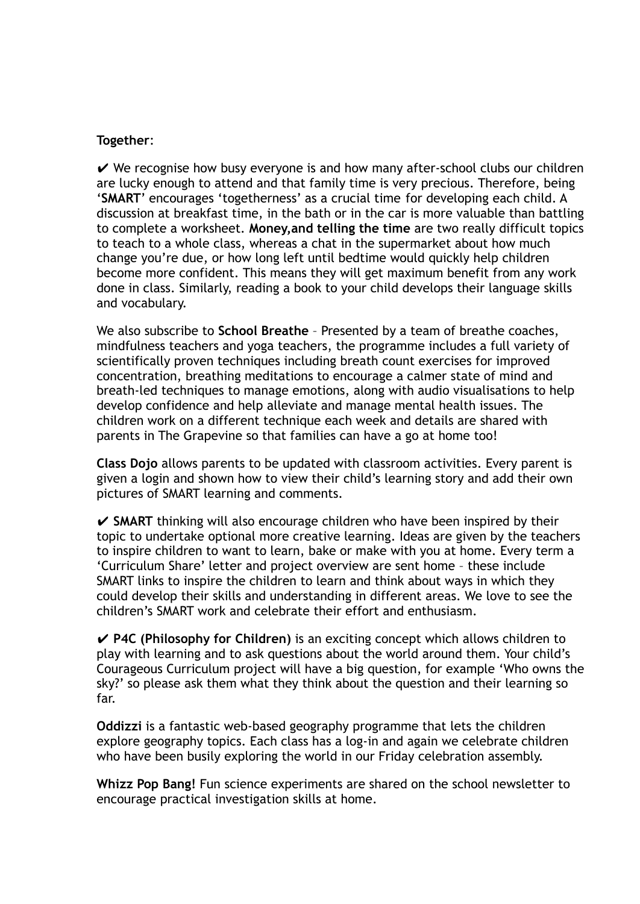**Together**:

✔ We recognise how busy everyone is and how many after-school clubs our children are lucky enough to attend and that family time is very precious. Therefore, being '**SMART**' encourages 'togetherness' as a crucial time for developing each child. A discussion at breakfast time, in the bath or in the car is more valuable than battling to complete a worksheet. **Money,and telling the time** are two really difficult topics to teach to a whole class, whereas a chat in the supermarket about how much change you're due, or how long left until bedtime would quickly help children become more confident. This means they will get maximum benefit from any work done in class. Similarly, reading a book to your child develops their language skills and vocabulary.

We also subscribe to **School Breathe** – Presented by a team of breathe coaches, mindfulness teachers and yoga teachers, the programme includes a full variety of scientifically proven techniques including breath count exercises for improved concentration, breathing meditations to encourage a calmer state of mind and breath-led techniques to manage emotions, along with audio visualisations to help develop confidence and help alleviate and manage mental health issues. The children work on a different technique each week and details are shared with parents in The Grapevine so that families can have a go at home too!

**Class Dojo** allows parents to be updated with classroom activities. Every parent is given a login and shown how to view their child's learning story and add their own pictures of SMART learning and comments.

✔ **SMART** thinking will also encourage children who have been inspired by their topic to undertake optional more creative learning. Ideas are given by the teachers to inspire children to want to learn, bake or make with you at home. Every term a 'Curriculum Share' letter and project overview are sent home – these include SMART links to inspire the children to learn and think about ways in which they could develop their skills and understanding in different areas. We love to see the children's SMART work and celebrate their effort and enthusiasm.

✔ **P4C (Philosophy for Children)** is an exciting concept which allows children to play with learning and to ask questions about the world around them. Your child's Courageous Curriculum project will have a big question, for example 'Who owns the sky?' so please ask them what they think about the question and their learning so far.

**Oddizzi** is a fantastic web-based geography programme that lets the children explore geography topics. Each class has a log-in and again we celebrate children who have been busily exploring the world in our Friday celebration assembly.

**Whizz Pop Bang!** Fun science experiments are shared on the school newsletter to encourage practical investigation skills at home.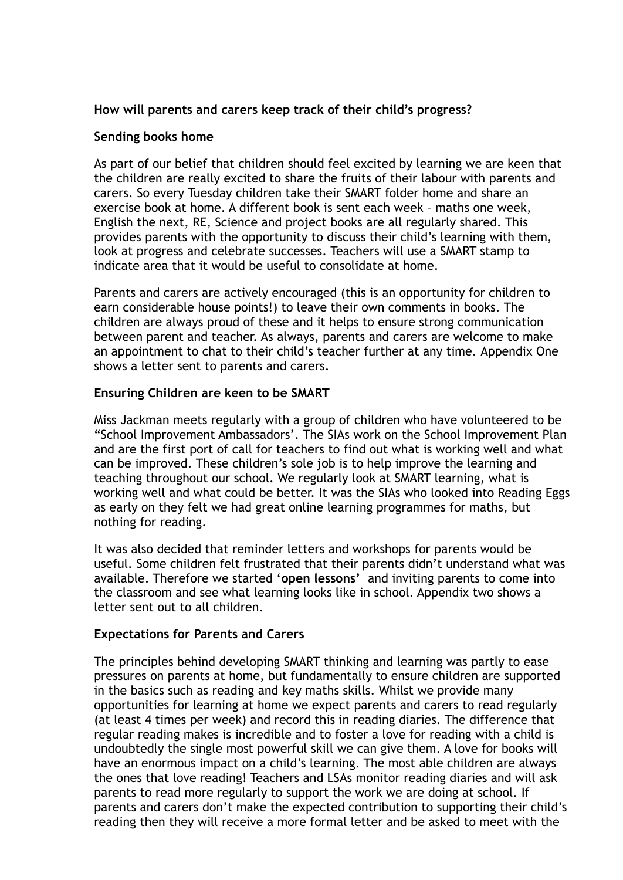**How will parents and carers keep track of their child's progress?**

**Sending books home**

As part of our belief that children should feel excited by learning we are keen that the children are really excited to share the fruits of their labour with parents and carers. So every Tuesday children take their SMART folder home and share an exercise book at home. A different book is sent each week – maths one week, English the next, RE, Science and project books are all regularly shared. This provides parents with the opportunity to discuss their child's learning with them, look at progress and celebrate successes. Teachers will use a SMART stamp to indicate area that it would be useful to consolidate at home.

Parents and carers are actively encouraged (this is an opportunity for children to earn considerable house points!) to leave their own comments in books. The children are always proud of these and it helps to ensure strong communication between parent and teacher. As always, parents and carers are welcome to make an appointment to chat to their child's teacher further at any time. Appendix One shows a letter sent to parents and carers.

**Ensuring Children are keen to be SMART**

Miss Jackman meets regularly with a group of children who have volunteered to be "School Improvement Ambassadors'. The SIAs work on the School Improvement Plan and are the first port of call for teachers to find out what is working well and what can be improved. These children's sole job is to help improve the learning and teaching throughout our school. We regularly look at SMART learning, what is working well and what could be better. It was the SIAs who looked into Reading Eggs as early on they felt we had great online learning programmes for maths, but nothing for reading.

It was also decided that reminder letters and workshops for parents would be useful. Some children felt frustrated that their parents didn't understand what was available. Therefore we started '**open lessons'** and inviting parents to come into the classroom and see what learning looks like in school. Appendix two shows a letter sent out to all children.

**Expectations for Parents and Carers**

The principles behind developing SMART thinking and learning was partly to ease pressures on parents at home, but fundamentally to ensure children are supported in the basics such as reading and key maths skills. Whilst we provide many opportunities for learning at home we expect parents and carers to read regularly (at least 4 times per week) and record this in reading diaries. The difference that regular reading makes is incredible and to foster a love for reading with a child is undoubtedly the single most powerful skill we can give them. A love for books will have an enormous impact on a child's learning. The most able children are always the ones that love reading! Teachers and LSAs monitor reading diaries and will ask parents to read more regularly to support the work we are doing at school. If parents and carers don't make the expected contribution to supporting their child's reading then they will receive a more formal letter and be asked to meet with the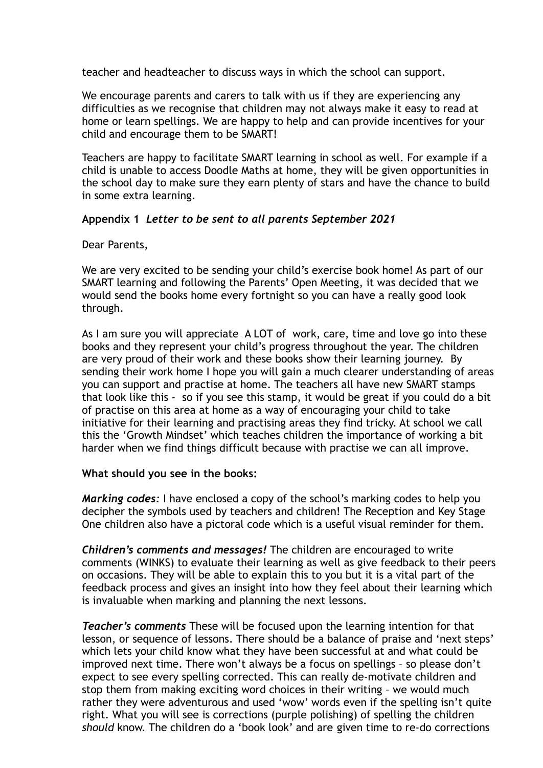teacher and headteacher to discuss ways in which the school can support.

We encourage parents and carers to talk with us if they are experiencing any difficulties as we recognise that children may not always make it easy to read at home or learn spellings. We are happy to help and can provide incentives for your child and encourage them to be SMART!

Teachers are happy to facilitate SMART learning in school as well. For example if a child is unable to access Doodle Maths at home, they will be given opportunities in the school day to make sure they earn plenty of stars and have the chance to build in some extra learning.

**Appendix 1** ***Letter to be sent to all parents September 2021***

Dear Parents,

We are very excited to be sending your child's exercise book home! As part of our SMART learning and following the Parents' Open Meeting, it was decided that we would send the books home every fortnight so you can have a really good look through.

As I am sure you will appreciate A LOT of work, care, time and love go into these books and they represent your child's progress throughout the year. The children are very proud of their work and these books show their learning journey. By sending their work home I hope you will gain a much clearer understanding of areas you can support and practise at home. The teachers all have new SMART stamps that look like this - so if you see this stamp, it would be great if you could do a bit of practise on this area at home as a way of encouraging your child to take initiative for their learning and practising areas they find tricky. At school we call this the 'Growth Mindset' which teaches children the importance of working a bit harder when we find things difficult because with practise we can all improve.

**What should you see in the books:**

***Marking codes:*** I have enclosed a copy of the school's marking codes to help you decipher the symbols used by teachers and children! The Reception and Key Stage One children also have a pictoral code which is a useful visual reminder for them.

***Children's comments and messages!*** The children are encouraged to write comments (WINKS) to evaluate their learning as well as give feedback to their peers on occasions. They will be able to explain this to you but it is a vital part of the feedback process and gives an insight into how they feel about their learning which is invaluable when marking and planning the next lessons.

***Teacher's comments*** These will be focused upon the learning intention for that lesson, or sequence of lessons. There should be a balance of praise and 'next steps' which lets your child know what they have been successful at and what could be improved next time. There won't always be a focus on spellings – so please don't expect to see every spelling corrected. This can really de-motivate children and stop them from making exciting word choices in their writing – we would much rather they were adventurous and used 'wow' words even if the spelling isn't quite right. What you will see is corrections (purple polishing) of spelling the children *should* know. The children do a 'book look' and are given time to re-do corrections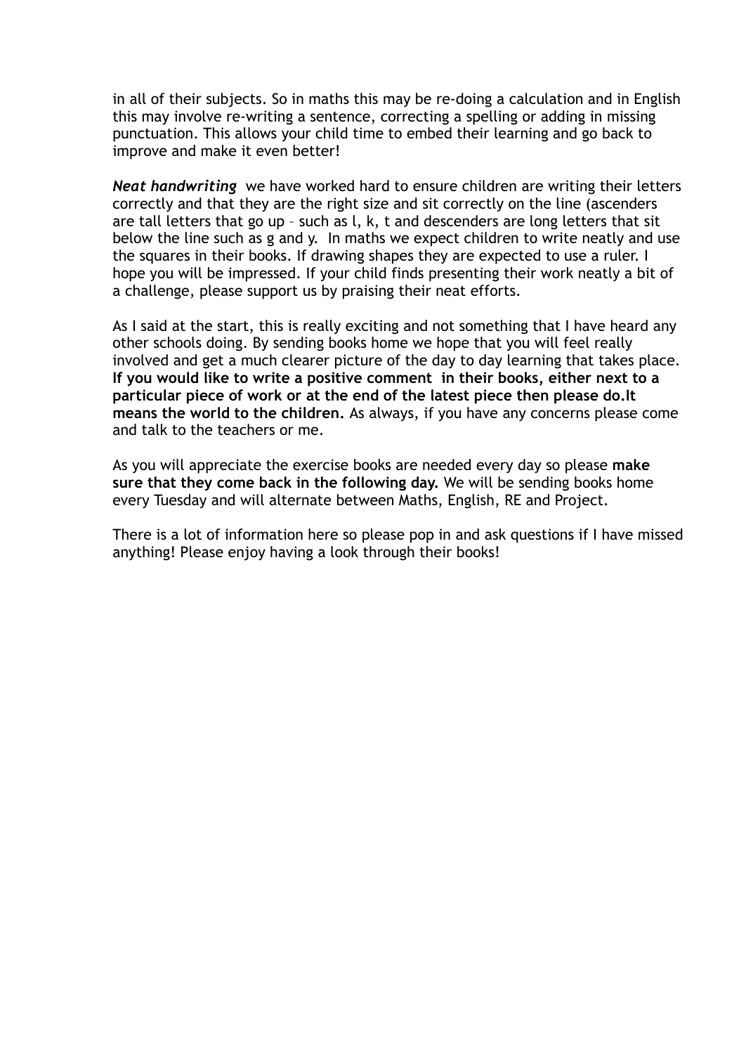in all of their subjects. So in maths this may be re-doing a calculation and in English this may involve re-writing a sentence, correcting a spelling or adding in missing punctuation. This allows your child time to embed their learning and go back to improve and make it even better!

***Neat handwriting*** we have worked hard to ensure children are writing their letters correctly and that they are the right size and sit correctly on the line (ascenders are tall letters that go up – such as l, k, t and descenders are long letters that sit below the line such as g and y. In maths we expect children to write neatly and use the squares in their books. If drawing shapes they are expected to use a ruler. I hope you will be impressed. If your child finds presenting their work neatly a bit of a challenge, please support us by praising their neat efforts.

As I said at the start, this is really exciting and not something that I have heard any other schools doing. By sending books home we hope that you will feel really involved and get a much clearer picture of the day to day learning that takes place. **If you would like to write a positive comment in their books, either next to a particular piece of work or at the end of the latest piece then please do.It means the world to the children.** As always, if you have any concerns please come and talk to the teachers or me.

As you will appreciate the exercise books are needed every day so please **make sure that they come back in the following day.** We will be sending books home every Tuesday and will alternate between Maths, English, RE and Project.

There is a lot of information here so please pop in and ask questions if I have missed anything! Please enjoy having a look through their books!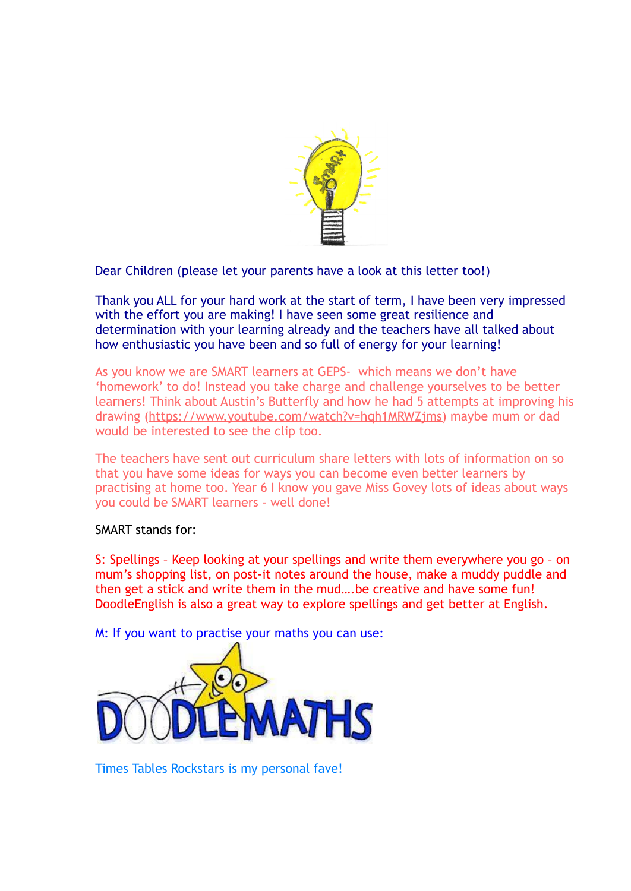Dear Children (please let your parents have a look at this letter too!)

Thank you ALL for your hard work at the start of term, I have been very impressed with the effort you are making! I have seen some great resilience and determination with your learning already and the teachers have all talked about how enthusiastic you have been and so full of energy for your learning!

As you know we are SMART learners at GEPS- which means we don't have 'homework' to do! Instead you take charge and challenge yourselves to be better learners! Think about Austin's Butterfly and how he had 5 attempts at improving his drawing (https://www.youtube.com/watch?v=hqh1MRWZjms) maybe mum or dad would be interested to see the clip too.

The teachers have sent out curriculum share letters with lots of information on so that you have some ideas for ways you can become even better learners by practising at home too. Year 6 I know you gave Miss Govey lots of ideas about ways you could be SMART learners - well done!

SMART stands for:

S: Spellings – Keep looking at your spellings and write them everywhere you go – on mum's shopping list, on post-it notes around the house, make a muddy puddle and then get a stick and write them in the mud….be creative and have some fun! DoodleEnglish is also a great way to explore spellings and get better at English.

M: If you want to practise your maths you can use:

DOODLEMATHS

Times Tables Rockstars is my personal fave!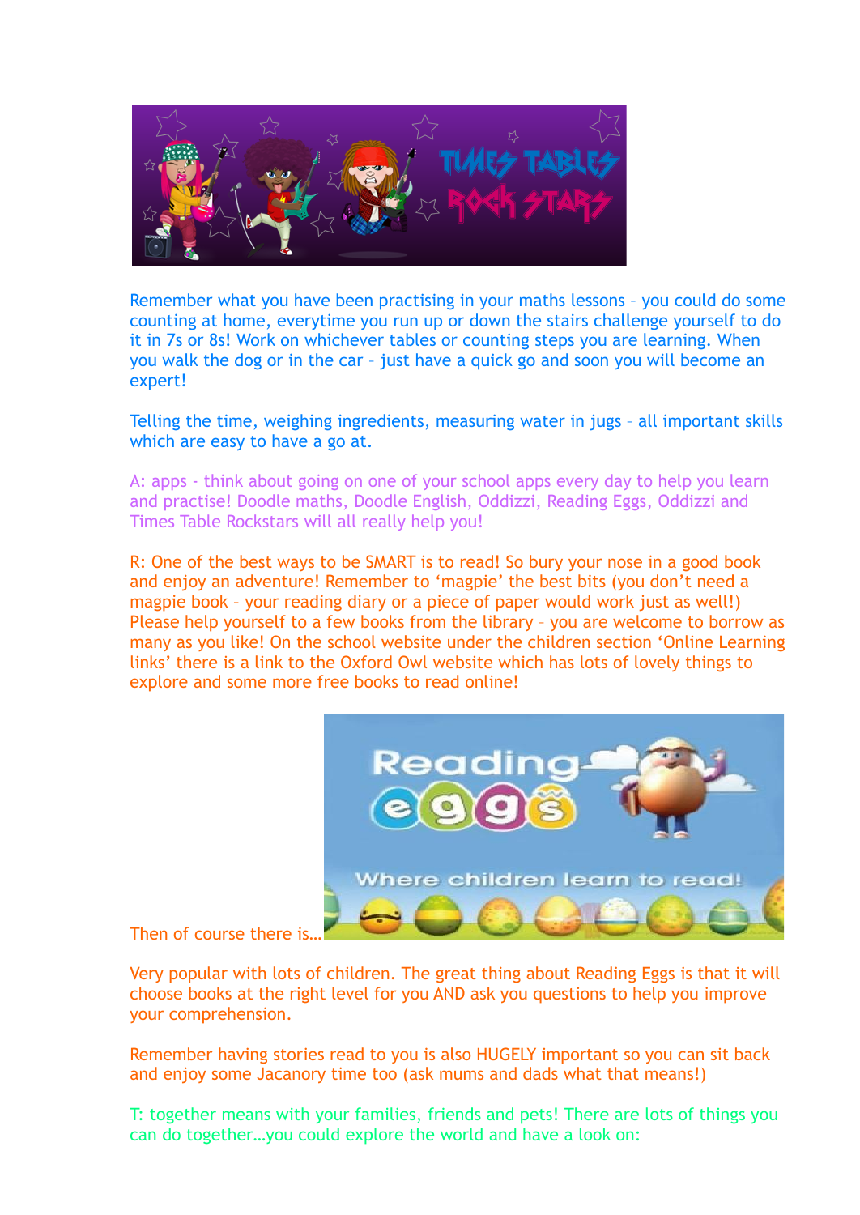Remember what you have been practising in your maths lessons – you could do some counting at home, everytime you run up or down the stairs challenge yourself to do it in 7s or 8s! Work on whichever tables or counting steps you are learning. When you walk the dog or in the car – just have a quick go and soon you will become an expert!

Telling the time, weighing ingredients, measuring water in jugs – all important skills which are easy to have a go at.

A: apps - think about going on one of your school apps every day to help you learn and practise! Doodle maths, Doodle English, Oddizzi, Reading Eggs, Oddizzi and Times Table Rockstars will all really help you!

R: One of the best ways to be SMART is to read! So bury your nose in a good book and enjoy an adventure! Remember to 'magpie' the best bits (you don't need a magpie book – your reading diary or a piece of paper would work just as well!) Please help yourself to a few books from the library – you are welcome to borrow as many as you like! On the school website under the children section 'Online Learning links' there is a link to the Oxford Owl website which has lots of lovely things to explore and some more free books to read online!

Then of course there is…

Very popular with lots of children. The great thing about Reading Eggs is that it will choose books at the right level for you AND ask you questions to help you improve your comprehension.

Remember having stories read to you is also HUGELY important so you can sit back and enjoy some Jacanory time too (ask mums and dads what that means!)

T: together means with your families, friends and pets! There are lots of things you can do together…you could explore the world and have a look on: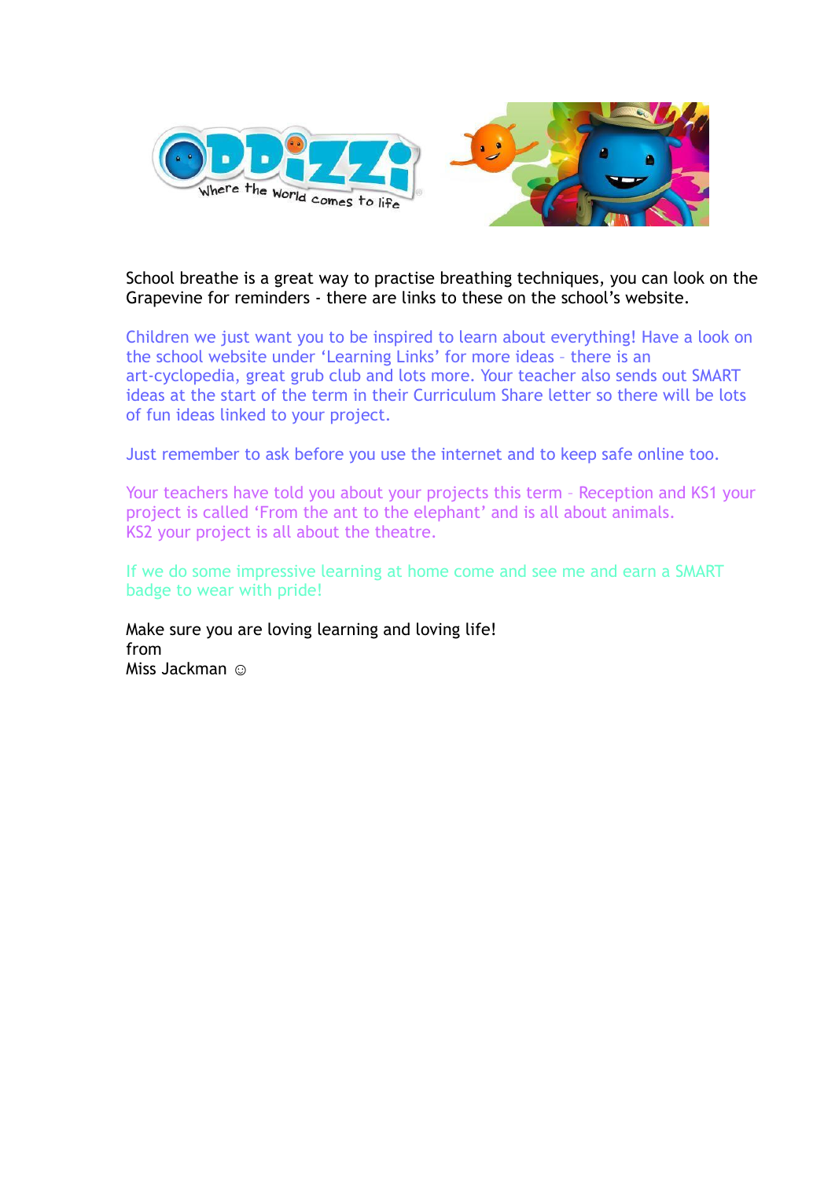School breathe is a great way to practise breathing techniques, you can look on the Grapevine for reminders - there are links to these on the school's website.

Children we just want you to be inspired to learn about everything! Have a look on the school website under 'Learning Links' for more ideas – there is an art-cyclopedia, great grub club and lots more. Your teacher also sends out SMART ideas at the start of the term in their Curriculum Share letter so there will be lots of fun ideas linked to your project.

Just remember to ask before you use the internet and to keep safe online too.

Your teachers have told you about your projects this term – Reception and KS1 your project is called 'From the ant to the elephant' and is all about animals.
KS2 your project is all about the theatre.

If we do some impressive learning at home come and see me and earn a SMART badge to wear with pride!

Make sure you are loving learning and loving life!
from
Miss Jackman ☺